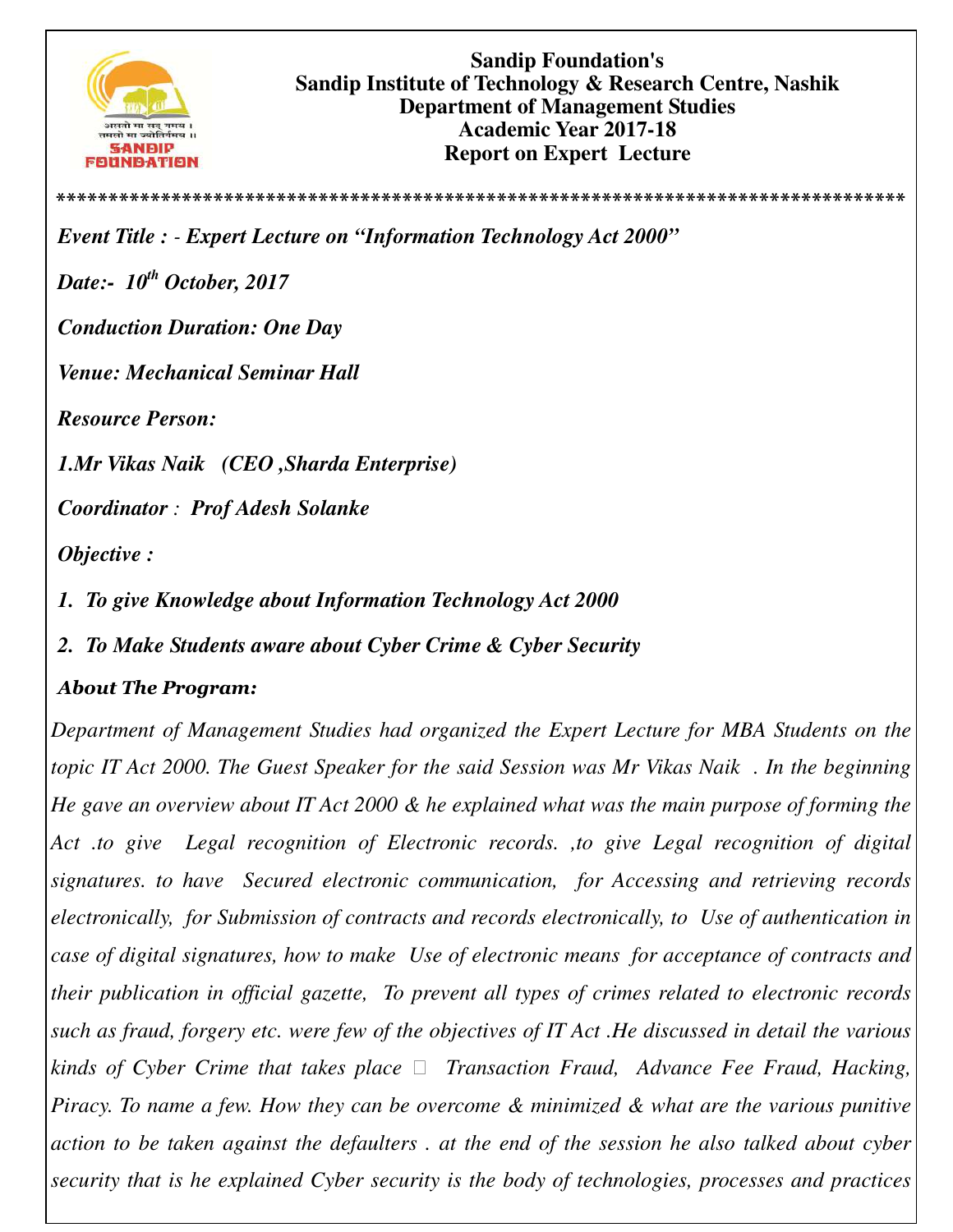**Sandip Foundation's**
**Sandip Institute of Technology & Research Centre, Nashik**
**Department of Management Studies**
**Academic Year 2017-18**
**Report on Expert Lecture**

*******************************************************************************

***Event Title : - Expert Lecture on "Information Technology Act 2000"***

***Date:- 10th October, 2017***

***Conduction Duration: One Day***

***Venue: Mechanical Seminar Hall***

***Resource Person:***

***1.Mr Vikas Naik (CEO ,Sharda Enterprise)***

***Coordinator : Prof Adesh Solanke***

***Objective :***

1. ***To give Knowledge about Information Technology Act 2000***
2. ***To Make Students aware about Cyber Crime & Cyber Security***

***About The Program:***

*Department of Management Studies had organized the Expert Lecture for MBA Students on the topic IT Act 2000. The Guest Speaker for the said Session was Mr Vikas Naik . In the beginning He gave an overview about IT Act 2000 & he explained what was the main purpose of forming the Act .to give Legal recognition of Electronic records. ,to give Legal recognition of digital signatures. to have Secured electronic communication, for Accessing and retrieving records electronically, for Submission of contracts and records electronically, to Use of authentication in case of digital signatures, how to make Use of electronic means for acceptance of contracts and their publication in official gazette, To prevent all types of crimes related to electronic records such as fraud, forgery etc. were few of the objectives of IT Act .He discussed in detail the various kinds of Cyber Crime that takes place  Transaction Fraud, Advance Fee Fraud, Hacking, Piracy. To name a few. How they can be overcome & minimized & what are the various punitive action to be taken against the defaulters . at the end of the session he also talked about cyber security that is he explained Cyber security is the body of technologies, processes and practices*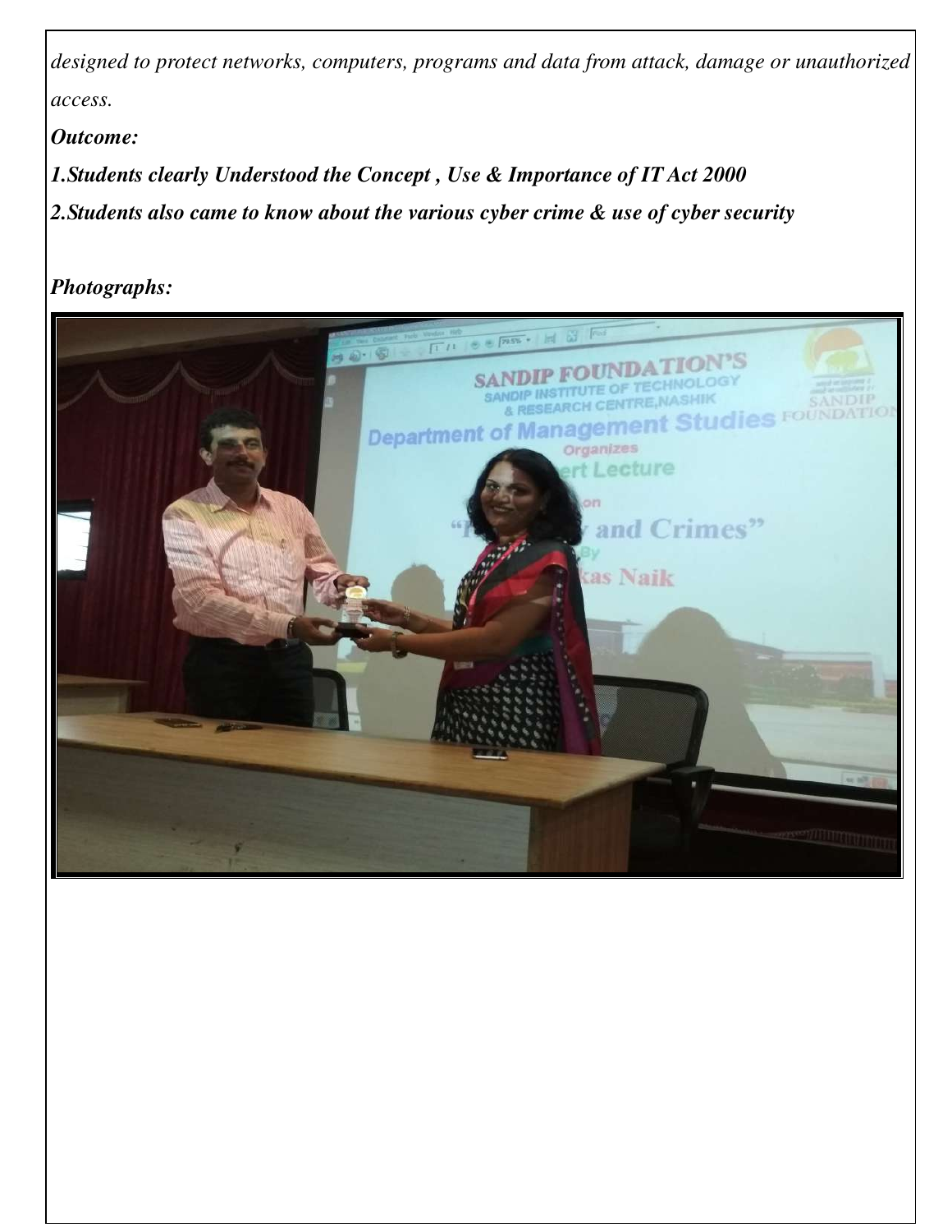*designed to protect networks, computers, programs and data from attack, damage or unauthorized access.*

***Outcome:***

***1.Students clearly Understood the Concept , Use & Importance of IT Act 2000***

***2.Students also came to know about the various cyber crime & use of cyber security***

***Photographs:***